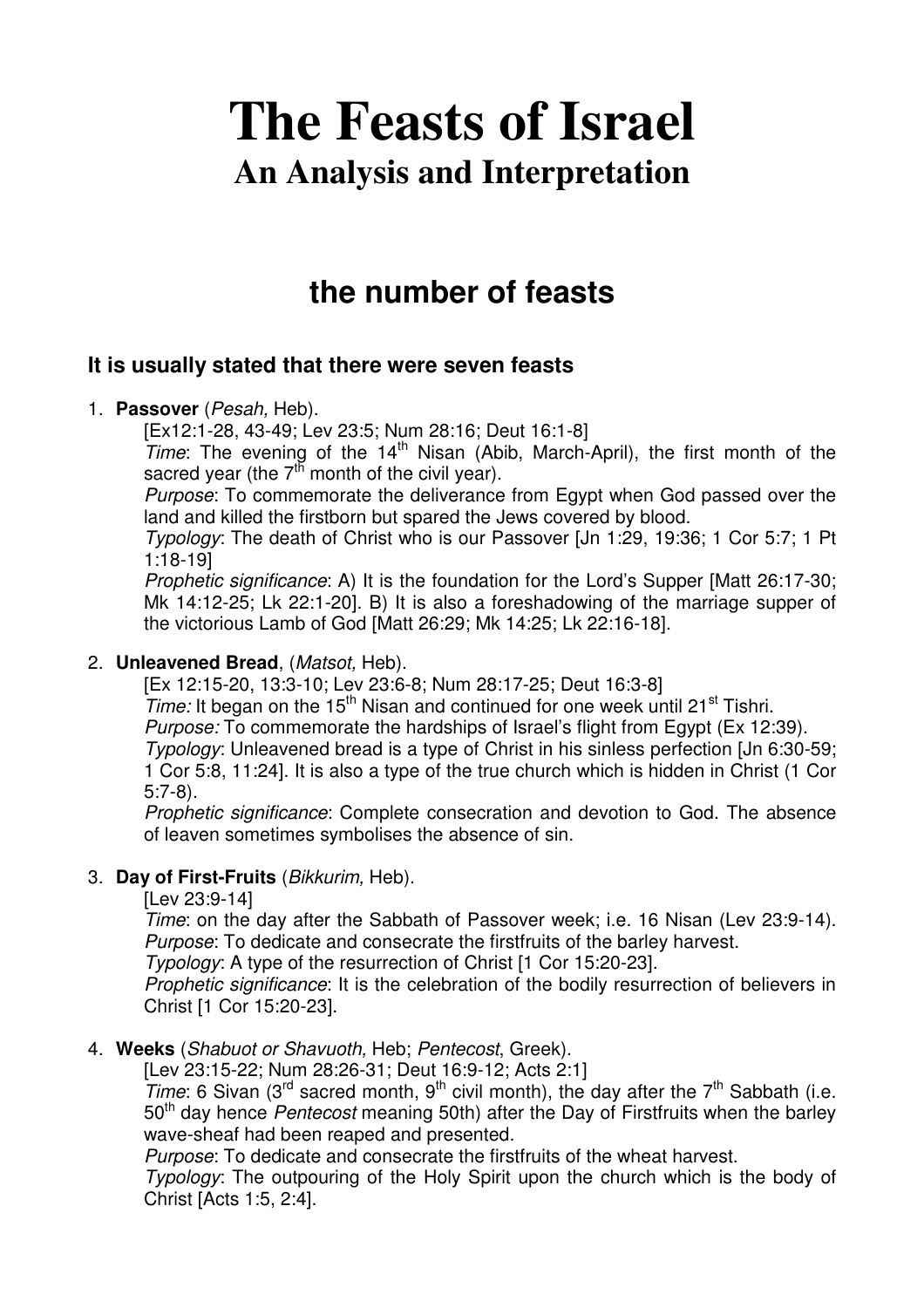# The Feasts of Israel

## An Analysis and Interpretation

## the number of feasts

### It is usually stated that there were seven feasts

1. **Passover** (*Pesah,* Heb).

   [Ex12:1-28, 43-49; Lev 23:5; Num 28:16; Deut 16:1-8]

   *Time*: The evening of the 14th Nisan (Abib, March-April), the first month of the sacred year (the 7th month of the civil year).

   *Purpose*: To commemorate the deliverance from Egypt when God passed over the land and killed the firstborn but spared the Jews covered by blood.

   *Typology*: The death of Christ who is our Passover [Jn 1:29, 19:36; 1 Cor 5:7; 1 Pt 1:18-19]

   *Prophetic significance*: A) It is the foundation for the Lord's Supper [Matt 26:17-30; Mk 14:12-25; Lk 22:1-20]. B) It is also a foreshadowing of the marriage supper of the victorious Lamb of God [Matt 26:29; Mk 14:25; Lk 22:16-18].

2. **Unleavened Bread**, (*Matsot,* Heb).

   [Ex 12:15-20, 13:3-10; Lev 23:6-8; Num 28:17-25; Deut 16:3-8]

   *Time:* It began on the 15th Nisan and continued for one week until 21st Tishri.

   *Purpose:* To commemorate the hardships of Israel's flight from Egypt (Ex 12:39).

   *Typology*: Unleavened bread is a type of Christ in his sinless perfection [Jn 6:30-59; 1 Cor 5:8, 11:24]. It is also a type of the true church which is hidden in Christ (1 Cor 5:7-8).

   *Prophetic significance*: Complete consecration and devotion to God. The absence of leaven sometimes symbolises the absence of sin.

3. **Day of First-Fruits** (*Bikkurim,* Heb).

   [Lev 23:9-14]

   *Time*: on the day after the Sabbath of Passover week; i.e. 16 Nisan (Lev 23:9-14).

   *Purpose*: To dedicate and consecrate the firstfruits of the barley harvest.

   *Typology*: A type of the resurrection of Christ [1 Cor 15:20-23].

   *Prophetic significance*: It is the celebration of the bodily resurrection of believers in Christ [1 Cor 15:20-23].

4. **Weeks** (*Shabuot or Shavuoth,* Heb; *Pentecost*, Greek).

   [Lev 23:15-22; Num 28:26-31; Deut 16:9-12; Acts 2:1]

   *Time*: 6 Sivan (3rd sacred month, 9th civil month), the day after the 7th Sabbath (i.e. 50th day hence *Pentecost* meaning 50th) after the Day of Firstfruits when the barley wave-sheaf had been reaped and presented.

   *Purpose*: To dedicate and consecrate the firstfruits of the wheat harvest.

   *Typology*: The outpouring of the Holy Spirit upon the church which is the body of Christ [Acts 1:5, 2:4].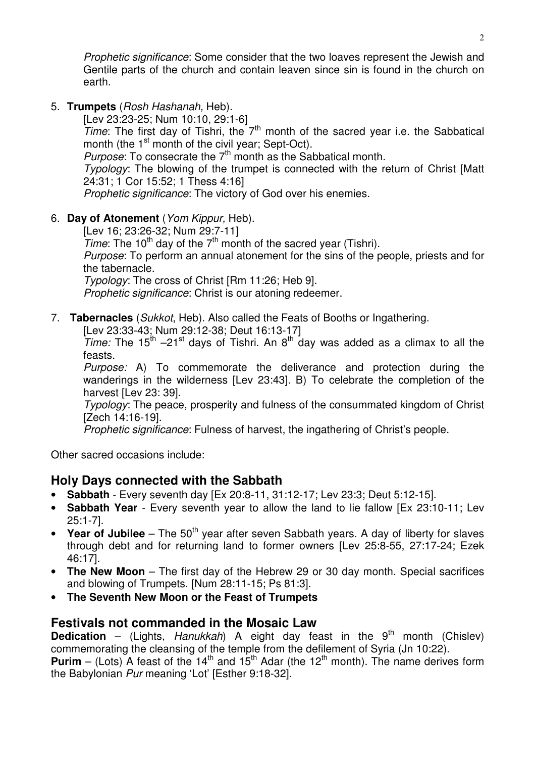*Prophetic significance*: Some consider that the two loaves represent the Jewish and Gentile parts of the church and contain leaven since sin is found in the church on earth.

5. **Trumpets** (*Rosh Hashanah,* Heb).
   [Lev 23:23-25; Num 10:10, 29:1-6]
   *Time*: The first day of Tishri, the 7th month of the sacred year i.e. the Sabbatical month (the 1st month of the civil year; Sept-Oct).
   *Purpose*: To consecrate the 7th month as the Sabbatical month.
   *Typology*: The blowing of the trumpet is connected with the return of Christ [Matt 24:31; 1 Cor 15:52; 1 Thess 4:16]
   *Prophetic significance*: The victory of God over his enemies.

6. **Day of Atonement** (*Yom Kippur,* Heb).
   [Lev 16; 23:26-32; Num 29:7-11]
   *Time*: The 10th day of the 7th month of the sacred year (Tishri).
   *Purpose*: To perform an annual atonement for the sins of the people, priests and for the tabernacle.
   *Typology*: The cross of Christ [Rm 11:26; Heb 9].
   *Prophetic significance*: Christ is our atoning redeemer.

7. **Tabernacles** (*Sukkot*, Heb). Also called the Feats of Booths or Ingathering.
   [Lev 23:33-43; Num 29:12-38; Deut 16:13-17]
   *Time:* The 15th –21st days of Tishri. An 8th day was added as a climax to all the feasts.
   *Purpose:* A) To commemorate the deliverance and protection during the wanderings in the wilderness [Lev 23:43]. B) To celebrate the completion of the harvest [Lev 23: 39].
   *Typology*: The peace, prosperity and fulness of the consummated kingdom of Christ [Zech 14:16-19].
   *Prophetic significance*: Fulness of harvest, the ingathering of Christ's people.

Other sacred occasions include:

## Holy Days connected with the Sabbath

- **Sabbath** - Every seventh day [Ex 20:8-11, 31:12-17; Lev 23:3; Deut 5:12-15].
- **Sabbath Year** - Every seventh year to allow the land to lie fallow [Ex 23:10-11; Lev 25:1-7].
- **Year of Jubilee** – The 50th year after seven Sabbath years. A day of liberty for slaves through debt and for returning land to former owners [Lev 25:8-55, 27:17-24; Ezek 46:17].
- **The New Moon** – The first day of the Hebrew 29 or 30 day month. Special sacrifices and blowing of Trumpets. [Num 28:11-15; Ps 81:3].
- **The Seventh New Moon or the Feast of Trumpets**

## Festivals not commanded in the Mosaic Law

**Dedication** – (Lights, *Hanukkah*) A eight day feast in the 9th month (Chislev) commemorating the cleansing of the temple from the defilement of Syria (Jn 10:22).
**Purim** – (Lots) A feast of the 14th and 15th Adar (the 12th month). The name derives form the Babylonian *Pur* meaning 'Lot' [Esther 9:18-32].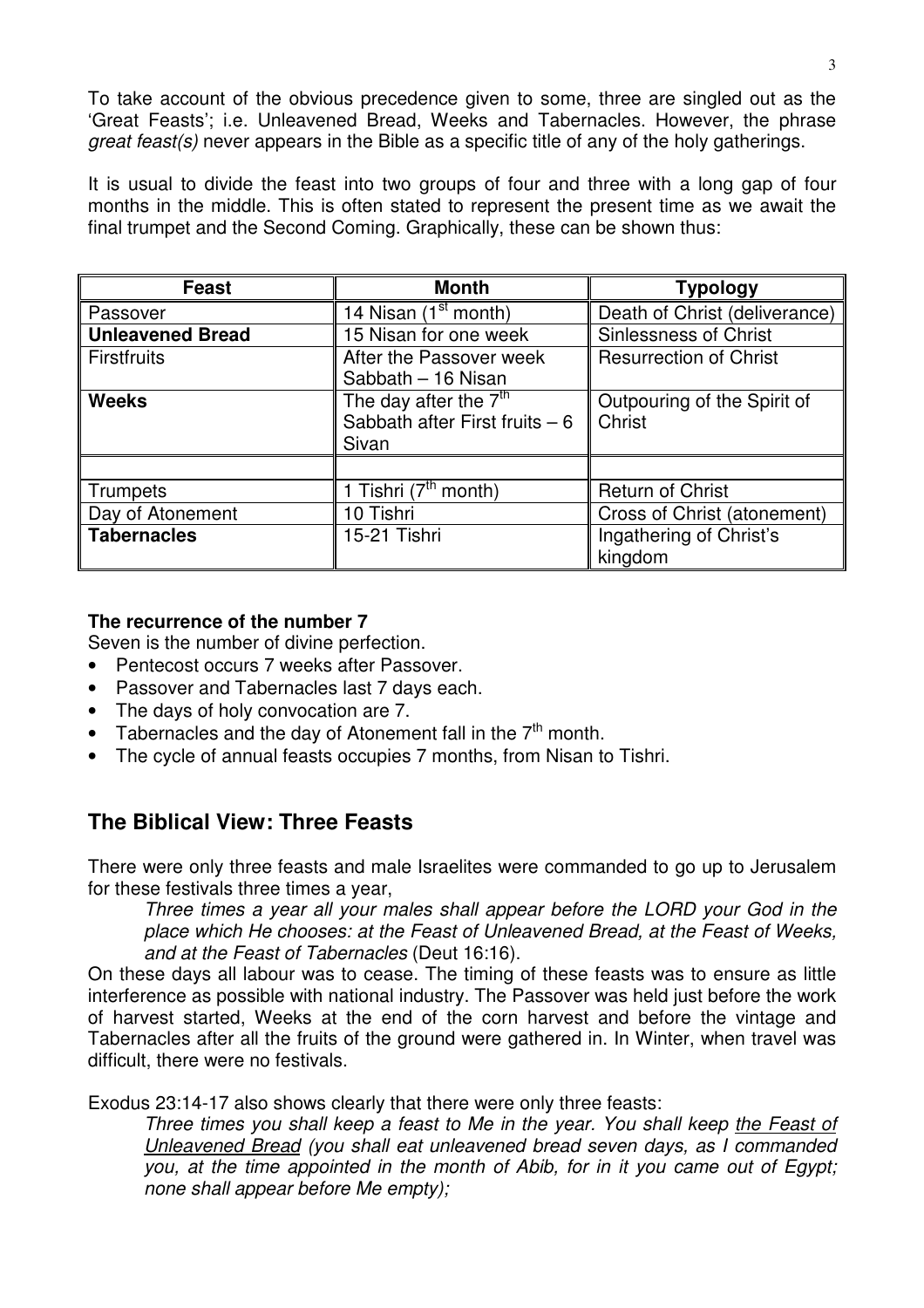To take account of the obvious precedence given to some, three are singled out as the 'Great Feasts'; i.e. Unleavened Bread, Weeks and Tabernacles. However, the phrase *great feast(s)* never appears in the Bible as a specific title of any of the holy gatherings.

It is usual to divide the feast into two groups of four and three with a long gap of four months in the middle. This is often stated to represent the present time as we await the final trumpet and the Second Coming. Graphically, these can be shown thus:

| Feast | Month | Typology |
|---|---|---|
| Passover | 14 Nisan (1st month) | Death of Christ (deliverance) |
| **Unleavened Bread** | 15 Nisan for one week | Sinlessness of Christ |
| Firstfruits | After the Passover week Sabbath – 16 Nisan | Resurrection of Christ |
| **Weeks** | The day after the 7th Sabbath after First fruits – 6 Sivan | Outpouring of the Spirit of Christ |
| | | |
| Trumpets | 1 Tishri (7th month) | Return of Christ |
| Day of Atonement | 10 Tishri | Cross of Christ (atonement) |
| **Tabernacles** | 15-21 Tishri | Ingathering of Christ's kingdom |

**The recurrence of the number 7**

Seven is the number of divine perfection.

- Pentecost occurs 7 weeks after Passover.
- Passover and Tabernacles last 7 days each.
- The days of holy convocation are 7.
- Tabernacles and the day of Atonement fall in the 7th month.
- The cycle of annual feasts occupies 7 months, from Nisan to Tishri.

## The Biblical View: Three Feasts

There were only three feasts and male Israelites were commanded to go up to Jerusalem for these festivals three times a year,

> *Three times a year all your males shall appear before the LORD your God in the place which He chooses: at the Feast of Unleavened Bread, at the Feast of Weeks, and at the Feast of Tabernacles* (Deut 16:16).

On these days all labour was to cease. The timing of these feasts was to ensure as little interference as possible with national industry. The Passover was held just before the work of harvest started, Weeks at the end of the corn harvest and before the vintage and Tabernacles after all the fruits of the ground were gathered in. In Winter, when travel was difficult, there were no festivals.

Exodus 23:14-17 also shows clearly that there were only three feasts:

> *Three times you shall keep a feast to Me in the year. You shall keep* <u>*the Feast of Unleavened Bread*</u> *(you shall eat unleavened bread seven days, as I commanded you, at the time appointed in the month of Abib, for in it you came out of Egypt; none shall appear before Me empty);*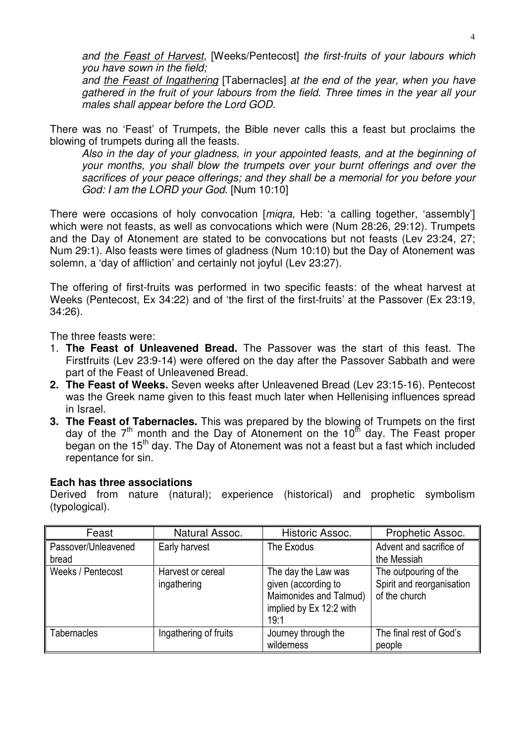*and <u>the Feast of Harvest</u>,* [Weeks/Pentecost] *the first-fruits of your labours which you have sown in the field;*

*and <u>the Feast of Ingathering</u>* [Tabernacles] *at the end of the year, when you have gathered in the fruit of your labours from the field. Three times in the year all your males shall appear before the Lord GOD.*

There was no 'Feast' of Trumpets, the Bible never calls this a feast but proclaims the blowing of trumpets during all the feasts.

> *Also in the day of your gladness, in your appointed feasts, and at the beginning of your months, you shall blow the trumpets over your burnt offerings and over the sacrifices of your peace offerings; and they shall be a memorial for you before your God: I am the LORD your God.* [Num 10:10]

There were occasions of holy convocation [*miqra,* Heb: 'a calling together, 'assembly'] which were not feasts, as well as convocations which were (Num 28:26, 29:12). Trumpets and the Day of Atonement are stated to be convocations but not feasts (Lev 23:24, 27; Num 29:1). Also feasts were times of gladness (Num 10:10) but the Day of Atonement was solemn, a 'day of affliction' and certainly not joyful (Lev 23:27).

The offering of first-fruits was performed in two specific feasts: of the wheat harvest at Weeks (Pentecost, Ex 34:22) and of 'the first of the first-fruits' at the Passover (Ex 23:19, 34:26).

The three feasts were:

1. **The Feast of Unleavened Bread.** The Passover was the start of this feast. The Firstfruits (Lev 23:9-14) were offered on the day after the Passover Sabbath and were part of the Feast of Unleavened Bread.
2. **The Feast of Weeks.** Seven weeks after Unleavened Bread (Lev 23:15-16). Pentecost was the Greek name given to this feast much later when Hellenising influences spread in Israel.
3. **The Feast of Tabernacles.** This was prepared by the blowing of Trumpets on the first day of the 7th month and the Day of Atonement on the 10th day. The Feast proper began on the 15th day. The Day of Atonement was not a feast but a fast which included repentance for sin.

**Each has three associations**

Derived from nature (natural); experience (historical) and prophetic symbolism (typological).

| Feast | Natural Assoc. | Historic Assoc. | Prophetic Assoc. |
|---|---|---|---|
| Passover/Unleavened bread | Early harvest | The Exodus | Advent and sacrifice of the Messiah |
| Weeks / Pentecost | Harvest or cereal ingathering | The day the Law was given (according to Maimonides and Talmud) implied by Ex 12:2 with 19:1 | The outpouring of the Spirit and reorganisation of the church |
| Tabernacles | Ingathering of fruits | Journey through the wilderness | The final rest of God's people |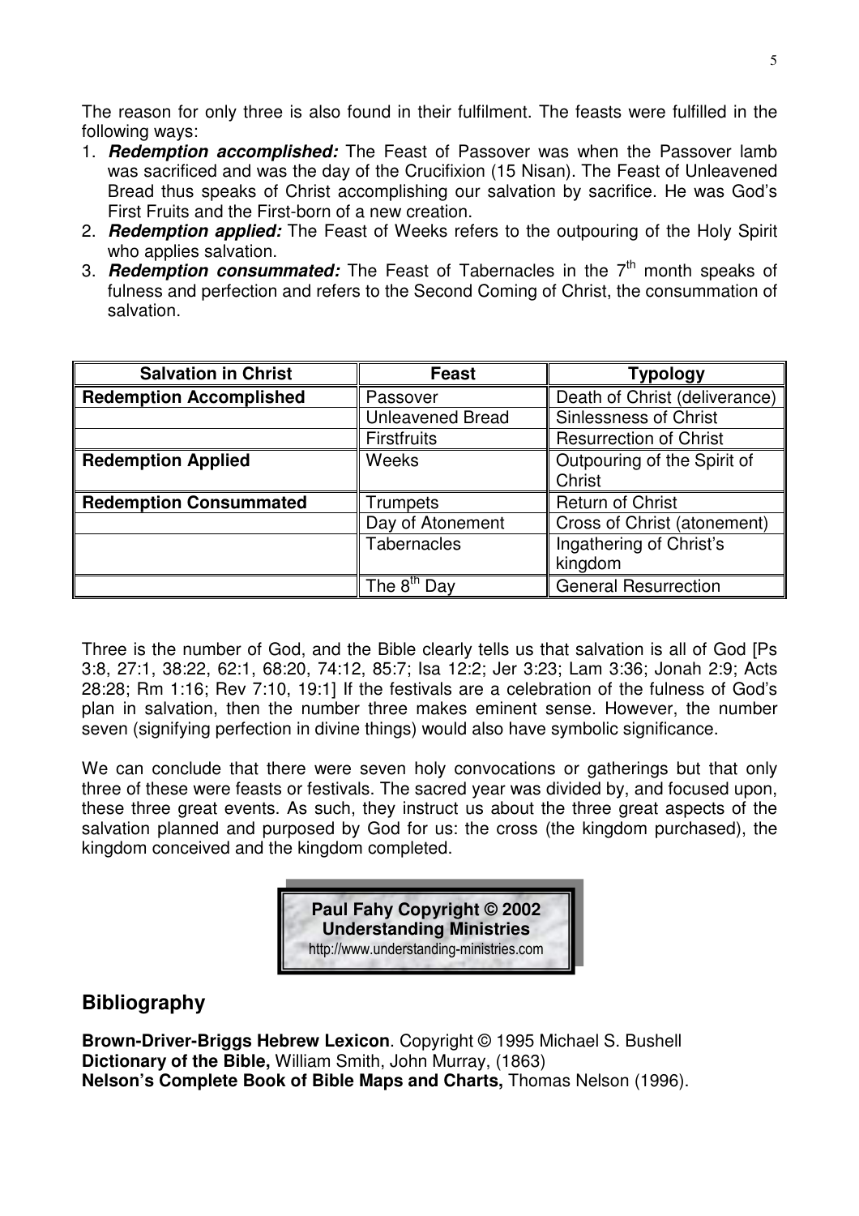The reason for only three is also found in their fulfilment. The feasts were fulfilled in the following ways:

1. ***Redemption accomplished:*** The Feast of Passover was when the Passover lamb was sacrificed and was the day of the Crucifixion (15 Nisan). The Feast of Unleavened Bread thus speaks of Christ accomplishing our salvation by sacrifice. He was God's First Fruits and the First-born of a new creation.
2. ***Redemption applied:*** The Feast of Weeks refers to the outpouring of the Holy Spirit who applies salvation.
3. ***Redemption consummated:*** The Feast of Tabernacles in the 7th month speaks of fulness and perfection and refers to the Second Coming of Christ, the consummation of salvation.

| Salvation in Christ | Feast | Typology |
|---|---|---|
| **Redemption Accomplished** | Passover | Death of Christ (deliverance) |
| | Unleavened Bread | Sinlessness of Christ |
| | Firstfruits | Resurrection of Christ |
| **Redemption Applied** | Weeks | Outpouring of the Spirit of Christ |
| **Redemption Consummated** | Trumpets | Return of Christ |
| | Day of Atonement | Cross of Christ (atonement) |
| | Tabernacles | Ingathering of Christ's kingdom |
| | The 8th Day | General Resurrection |

Three is the number of God, and the Bible clearly tells us that salvation is all of God [Ps 3:8, 27:1, 38:22, 62:1, 68:20, 74:12, 85:7; Isa 12:2; Jer 3:23; Lam 3:36; Jonah 2:9; Acts 28:28; Rm 1:16; Rev 7:10, 19:1] If the festivals are a celebration of the fulness of God's plan in salvation, then the number three makes eminent sense. However, the number seven (signifying perfection in divine things) would also have symbolic significance.

We can conclude that there were seven holy convocations or gatherings but that only three of these were feasts or festivals. The sacred year was divided by, and focused upon, these three great events. As such, they instruct us about the three great aspects of the salvation planned and purposed by God for us: the cross (the kingdom purchased), the kingdom conceived and the kingdom completed.

**Paul Fahy Copyright © 2002**
**Understanding Ministries**
http://www.understanding-ministries.com

## Bibliography

**Brown-Driver-Briggs Hebrew Lexicon**. Copyright © 1995 Michael S. Bushell
**Dictionary of the Bible,** William Smith, John Murray, (1863)
**Nelson's Complete Book of Bible Maps and Charts,** Thomas Nelson (1996).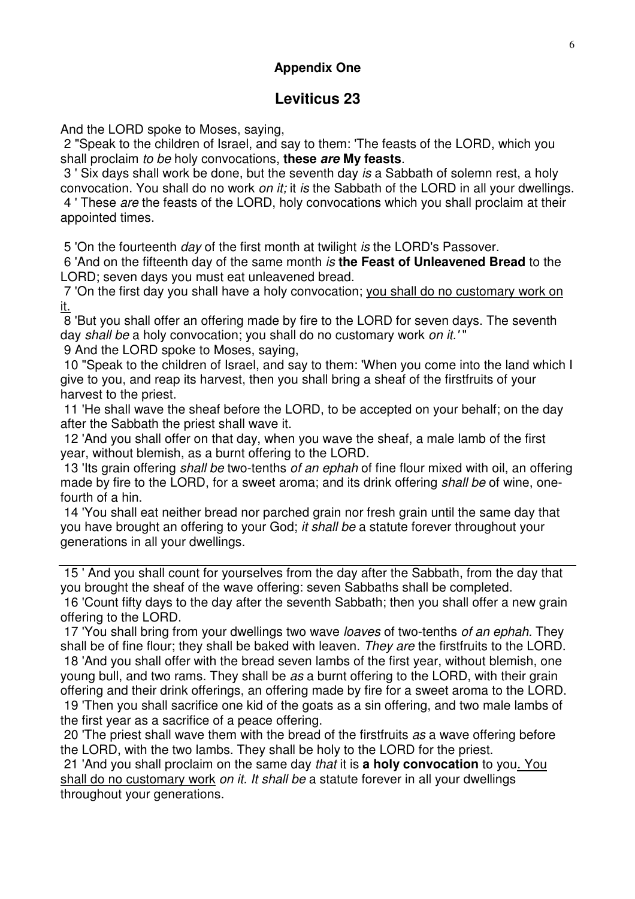**Appendix One**

## Leviticus 23

And the LORD spoke to Moses, saying,

2 "Speak to the children of Israel, and say to them: 'The feasts of the LORD, which you shall proclaim *to be* holy convocations, **these *are* My feasts**.

3 ' Six days shall work be done, but the seventh day *is* a Sabbath of solemn rest, a holy convocation. You shall do no work *on it;* it *is* the Sabbath of the LORD in all your dwellings.

4 ' These *are* the feasts of the LORD, holy convocations which you shall proclaim at their appointed times.

5 'On the fourteenth *day* of the first month at twilight *is* the LORD's Passover.

6 'And on the fifteenth day of the same month *is* **the Feast of Unleavened Bread** to the LORD; seven days you must eat unleavened bread.

7 'On the first day you shall have a holy convocation; <u>you shall do no customary work on it.</u>

8 'But you shall offer an offering made by fire to the LORD for seven days. The seventh day *shall be* a holy convocation; you shall do no customary work *on it.'* "

9 And the LORD spoke to Moses, saying,

10 "Speak to the children of Israel, and say to them: 'When you come into the land which I give to you, and reap its harvest, then you shall bring a sheaf of the firstfruits of your harvest to the priest.

11 'He shall wave the sheaf before the LORD, to be accepted on your behalf; on the day after the Sabbath the priest shall wave it.

12 'And you shall offer on that day, when you wave the sheaf, a male lamb of the first year, without blemish, as a burnt offering to the LORD.

13 'Its grain offering *shall be* two-tenths *of an ephah* of fine flour mixed with oil, an offering made by fire to the LORD, for a sweet aroma; and its drink offering *shall be* of wine, one-fourth of a hin.

14 'You shall eat neither bread nor parched grain nor fresh grain until the same day that you have brought an offering to your God; *it shall be* a statute forever throughout your generations in all your dwellings.

---

15 ' And you shall count for yourselves from the day after the Sabbath, from the day that you brought the sheaf of the wave offering: seven Sabbaths shall be completed.

16 'Count fifty days to the day after the seventh Sabbath; then you shall offer a new grain offering to the LORD.

17 'You shall bring from your dwellings two wave *loaves* of two-tenths *of an ephah.* They shall be of fine flour; they shall be baked with leaven. *They are* the firstfruits to the LORD.

18 'And you shall offer with the bread seven lambs of the first year, without blemish, one young bull, and two rams. They shall be *as* a burnt offering to the LORD, with their grain offering and their drink offerings, an offering made by fire for a sweet aroma to the LORD.

19 'Then you shall sacrifice one kid of the goats as a sin offering, and two male lambs of the first year as a sacrifice of a peace offering.

20 'The priest shall wave them with the bread of the firstfruits *as* a wave offering before the LORD, with the two lambs. They shall be holy to the LORD for the priest.

21 'And you shall proclaim on the same day *that* it is **a holy convocation** to you<u>. You shall do no customary work</u> *on it. It shall be* a statute forever in all your dwellings throughout your generations.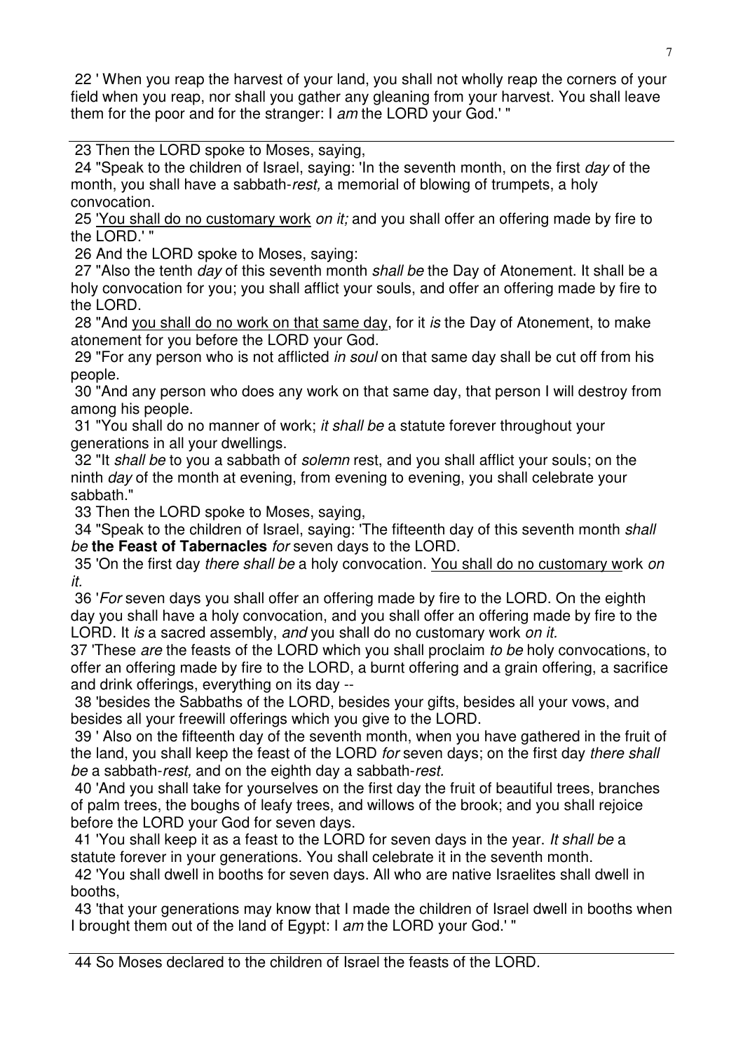22 ' When you reap the harvest of your land, you shall not wholly reap the corners of your field when you reap, nor shall you gather any gleaning from your harvest. You shall leave them for the poor and for the stranger: I *am* the LORD your God.' "

---

23 Then the LORD spoke to Moses, saying,

24 "Speak to the children of Israel, saying: 'In the seventh month, on the first *day* of the month, you shall have a sabbath-*rest,* a memorial of blowing of trumpets, a holy convocation.

25 <u>'You shall do no customary work</u> *on it;* and you shall offer an offering made by fire to the LORD.' "

26 And the LORD spoke to Moses, saying:

27 "Also the tenth *day* of this seventh month *shall be* the Day of Atonement. It shall be a holy convocation for you; you shall afflict your souls, and offer an offering made by fire to the LORD.

28 "And <u>you shall do no work on that same day</u>, for it *is* the Day of Atonement, to make atonement for you before the LORD your God.

29 "For any person who is not afflicted *in soul* on that same day shall be cut off from his people.

30 "And any person who does any work on that same day, that person I will destroy from among his people.

31 "You shall do no manner of work; *it shall be* a statute forever throughout your generations in all your dwellings.

32 "It *shall be* to you a sabbath of *solemn* rest, and you shall afflict your souls; on the ninth *day* of the month at evening, from evening to evening, you shall celebrate your sabbath."

33 Then the LORD spoke to Moses, saying,

34 "Speak to the children of Israel, saying: 'The fifteenth day of this seventh month *shall be* **the Feast of Tabernacles** *for* seven days to the LORD.

35 'On the first day *there shall be* a holy convocation. <u>You shall do no customary wo</u>rk *on it.*

36 '*For* seven days you shall offer an offering made by fire to the LORD. On the eighth day you shall have a holy convocation, and you shall offer an offering made by fire to the LORD. It *is* a sacred assembly, *and* you shall do no customary work *on it.*

37 'These *are* the feasts of the LORD which you shall proclaim *to be* holy convocations, to offer an offering made by fire to the LORD, a burnt offering and a grain offering, a sacrifice and drink offerings, everything on its day --

38 'besides the Sabbaths of the LORD, besides your gifts, besides all your vows, and besides all your freewill offerings which you give to the LORD.

39 ' Also on the fifteenth day of the seventh month, when you have gathered in the fruit of the land, you shall keep the feast of the LORD *for* seven days; on the first day *there shall be* a sabbath-*rest,* and on the eighth day a sabbath-*rest.*

40 'And you shall take for yourselves on the first day the fruit of beautiful trees, branches of palm trees, the boughs of leafy trees, and willows of the brook; and you shall rejoice before the LORD your God for seven days.

41 'You shall keep it as a feast to the LORD for seven days in the year. *It shall be* a statute forever in your generations. You shall celebrate it in the seventh month.

42 'You shall dwell in booths for seven days. All who are native Israelites shall dwell in booths,

43 'that your generations may know that I made the children of Israel dwell in booths when I brought them out of the land of Egypt: I *am* the LORD your God.' "

---

44 So Moses declared to the children of Israel the feasts of the LORD.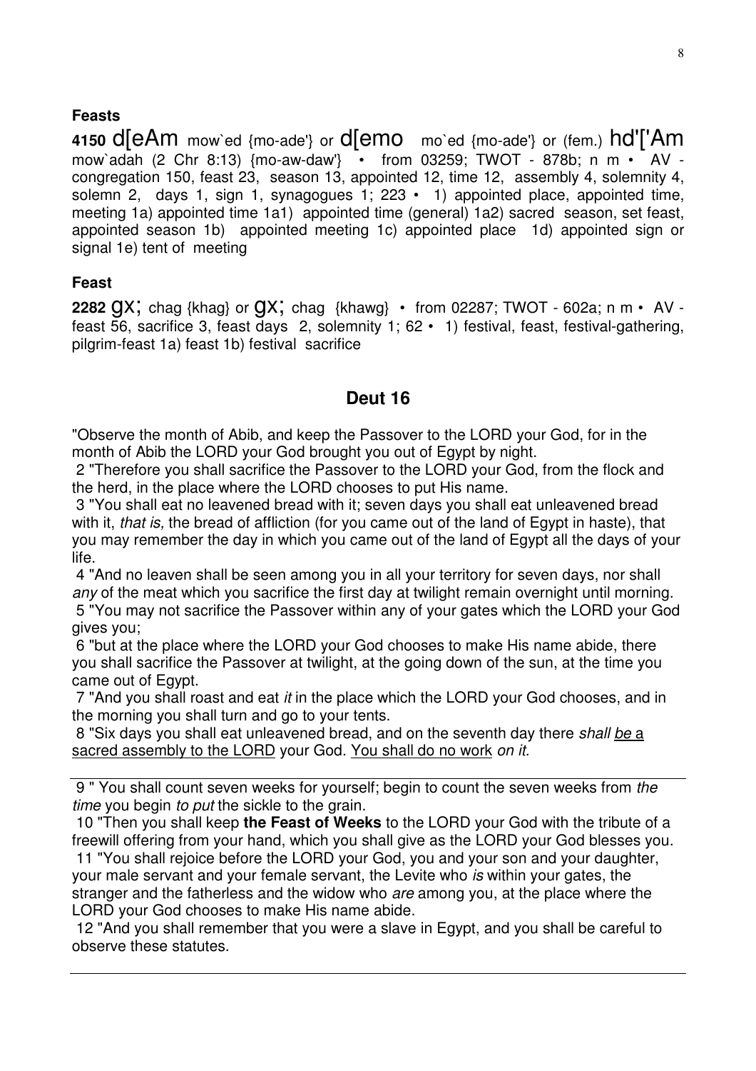**Feasts**

**4150** d[eAm mow`ed {mo-ade'} or d[emo mo`ed {mo-ade'} or (fem.) hd'['Am mow`adah (2 Chr 8:13) {mo-aw-daw'} • from 03259; TWOT - 878b; n m • AV - congregation 150, feast 23, season 13, appointed 12, time 12, assembly 4, solemnity 4, solemn 2, days 1, sign 1, synagogues 1; 223 • 1) appointed place, appointed time, meeting 1a) appointed time 1a1) appointed time (general) 1a2) sacred season, set feast, appointed season 1b) appointed meeting 1c) appointed place 1d) appointed sign or signal 1e) tent of meeting

**Feast**

**2282** gx; chag {khag} or gx; chag {khawg} • from 02287; TWOT - 602a; n m • AV - feast 56, sacrifice 3, feast days 2, solemnity 1; 62 • 1) festival, feast, festival-gathering, pilgrim-feast 1a) feast 1b) festival sacrifice

## Deut 16

"Observe the month of Abib, and keep the Passover to the LORD your God, for in the month of Abib the LORD your God brought you out of Egypt by night.

2 "Therefore you shall sacrifice the Passover to the LORD your God, from the flock and the herd, in the place where the LORD chooses to put His name.

3 "You shall eat no leavened bread with it; seven days you shall eat unleavened bread with it, *that is,* the bread of affliction (for you came out of the land of Egypt in haste), that you may remember the day in which you came out of the land of Egypt all the days of your life.

4 "And no leaven shall be seen among you in all your territory for seven days, nor shall *any* of the meat which you sacrifice the first day at twilight remain overnight until morning.

5 "You may not sacrifice the Passover within any of your gates which the LORD your God gives you;

6 "but at the place where the LORD your God chooses to make His name abide, there you shall sacrifice the Passover at twilight, at the going down of the sun, at the time you came out of Egypt.

7 "And you shall roast and eat *it* in the place which the LORD your God chooses, and in the morning you shall turn and go to your tents.

8 "Six days you shall eat unleavened bread, and on the seventh day there *shall* be a sacred assembly to the LORD your God. You shall do no work *on it.*

---

9 " You shall count seven weeks for yourself; begin to count the seven weeks from *the time* you begin *to put* the sickle to the grain.

10 "Then you shall keep **the Feast of Weeks** to the LORD your God with the tribute of a freewill offering from your hand, which you shall give as the LORD your God blesses you.

11 "You shall rejoice before the LORD your God, you and your son and your daughter, your male servant and your female servant, the Levite who *is* within your gates, the stranger and the fatherless and the widow who *are* among you, at the place where the LORD your God chooses to make His name abide.

12 "And you shall remember that you were a slave in Egypt, and you shall be careful to observe these statutes.

---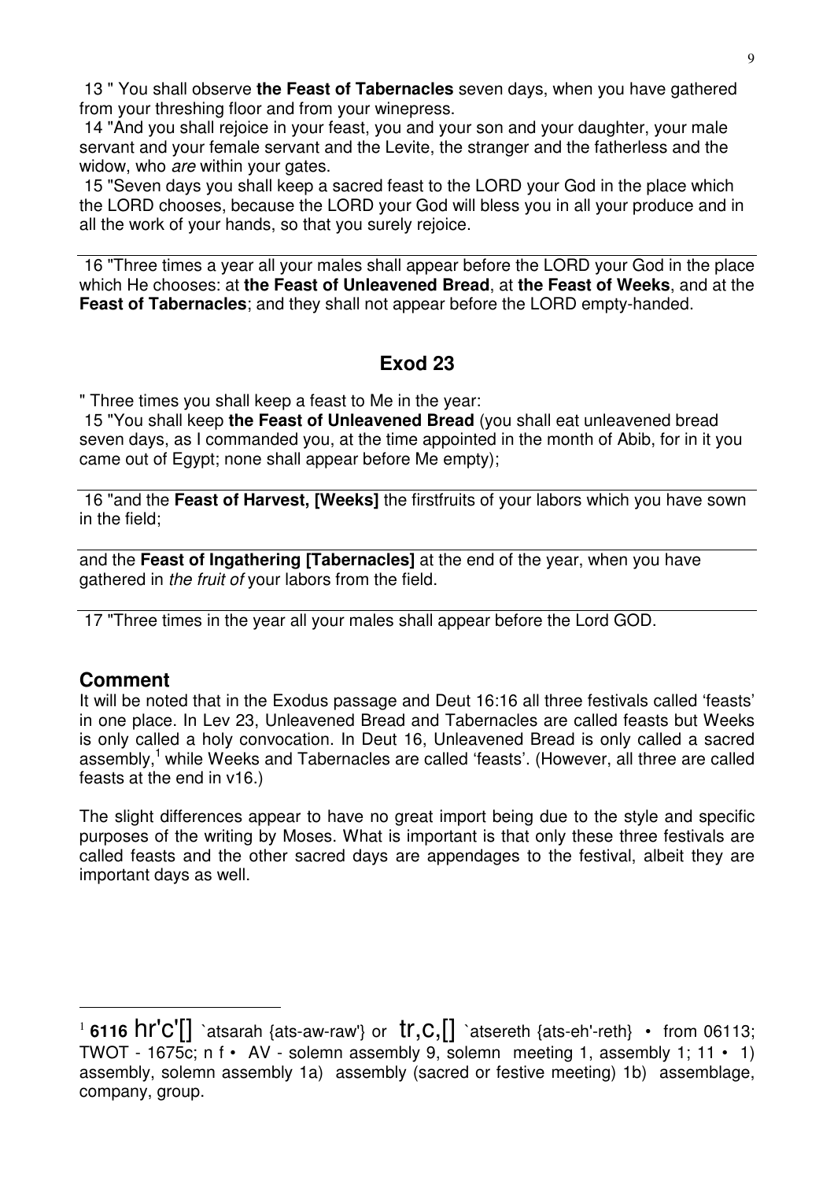13 " You shall observe **the Feast of Tabernacles** seven days, when you have gathered from your threshing floor and from your winepress.
14 "And you shall rejoice in your feast, you and your son and your daughter, your male servant and your female servant and the Levite, the stranger and the fatherless and the widow, who *are* within your gates.
15 "Seven days you shall keep a sacred feast to the LORD your God in the place which the LORD chooses, because the LORD your God will bless you in all your produce and in all the work of your hands, so that you surely rejoice.

---

16 "Three times a year all your males shall appear before the LORD your God in the place which He chooses: at **the Feast of Unleavened Bread**, at **the Feast of Weeks**, and at the **Feast of Tabernacles**; and they shall not appear before the LORD empty-handed.

## Exod 23

" Three times you shall keep a feast to Me in the year:
15 "You shall keep **the Feast of Unleavened Bread** (you shall eat unleavened bread seven days, as I commanded you, at the time appointed in the month of Abib, for in it you came out of Egypt; none shall appear before Me empty);

---

16 "and the **Feast of Harvest, [Weeks]** the firstfruits of your labors which you have sown in the field;

---

and the **Feast of Ingathering [Tabernacles]** at the end of the year, when you have gathered in *the fruit of* your labors from the field.

---

17 "Three times in the year all your males shall appear before the Lord GOD.

## Comment

It will be noted that in the Exodus passage and Deut 16:16 all three festivals called 'feasts' in one place. In Lev 23, Unleavened Bread and Tabernacles are called feasts but Weeks is only called a holy convocation. In Deut 16, Unleavened Bread is only called a sacred assembly,[1] while Weeks and Tabernacles are called 'feasts'. (However, all three are called feasts at the end in v16.)

The slight differences appear to have no great import being due to the style and specific purposes of the writing by Moses. What is important is that only these three festivals are called feasts and the other sacred days are appendages to the festival, albeit they are important days as well.

---

[1] **6116** hr'c'[] `atsarah {ats-aw-raw'} or tr,c,[] `atsereth {ats-eh'-reth} • from 06113; TWOT - 1675c; n f • AV - solemn assembly 9, solemn meeting 1, assembly 1; 11 • 1) assembly, solemn assembly 1a) assembly (sacred or festive meeting) 1b) assemblage, company, group.